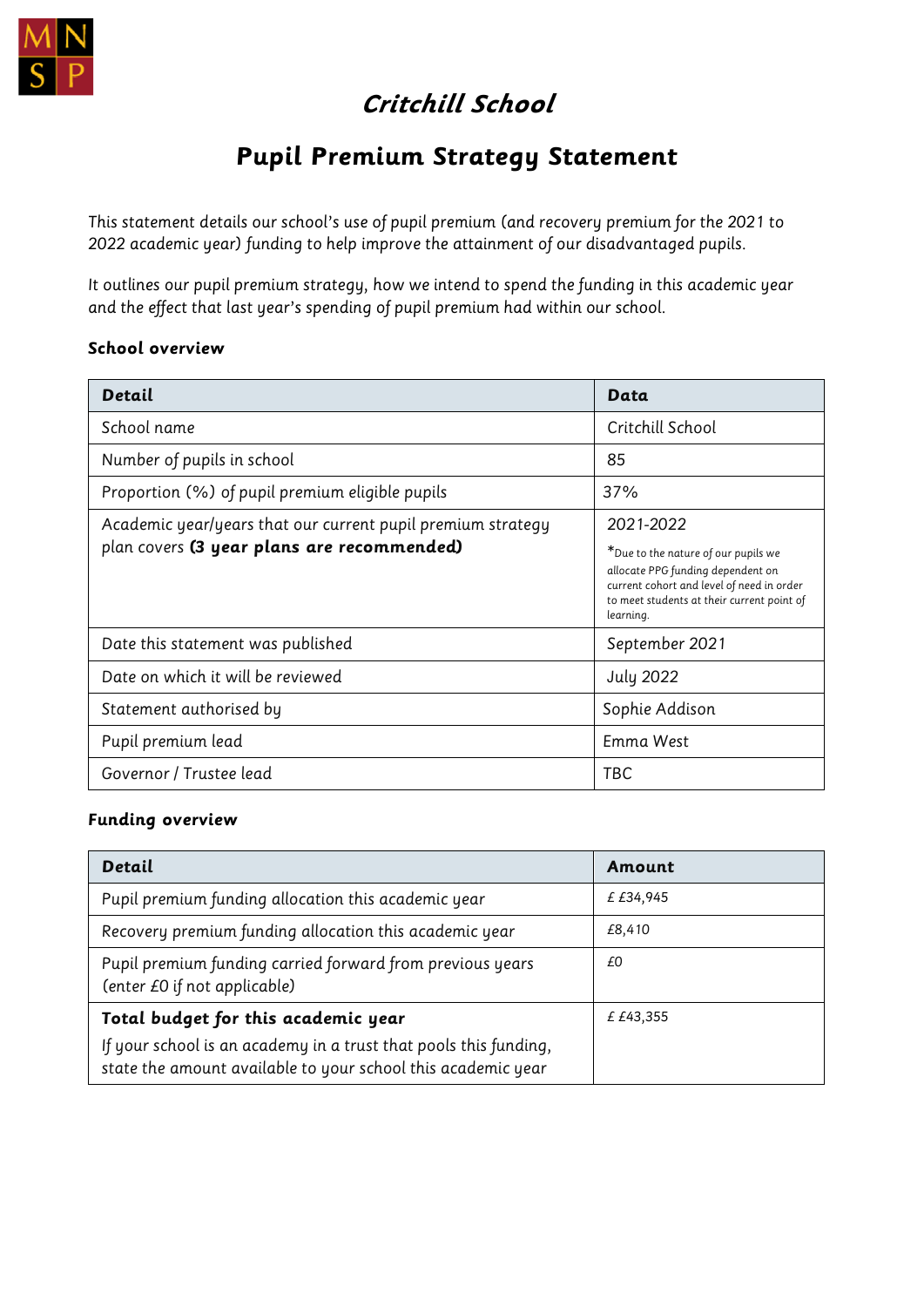# Critchill School

## Pupil Premium Strategy Statement

This statement details our school's use of pupil premium (and recovery premium for the 2021 to 2022 academic year) funding to help improve the attainment of our disadvantaged pupils.

It outlines our pupil premium strategy, how we intend to spend the funding in this academic year and the effect that last year's spending of pupil premium had within our school.

### School overview

| Detail | Data |
|---|---|
| School name | Critchill School |
| Number of pupils in school | 85 |
| Proportion (%) of pupil premium eligible pupils | 37% |
| Academic year/years that our current pupil premium strategy plan covers **(3 year plans are recommended)** | 2021-2022<br>*Due to the nature of our pupils we allocate PPG funding dependent on current cohort and level of need in order to meet students at their current point of learning. |
| Date this statement was published | September 2021 |
| Date on which it will be reviewed | July 2022 |
| Statement authorised by | Sophie Addison |
| Pupil premium lead | Emma West |
| Governor / Trustee lead | TBC |

### Funding overview

| Detail | Amount |
|---|---|
| Pupil premium funding allocation this academic year | £ £34,945 |
| Recovery premium funding allocation this academic year | £8,410 |
| Pupil premium funding carried forward from previous years (enter £0 if not applicable) | £0 |
| **Total budget for this academic year**<br>If your school is an academy in a trust that pools this funding, state the amount available to your school this academic year | £ £43,355 |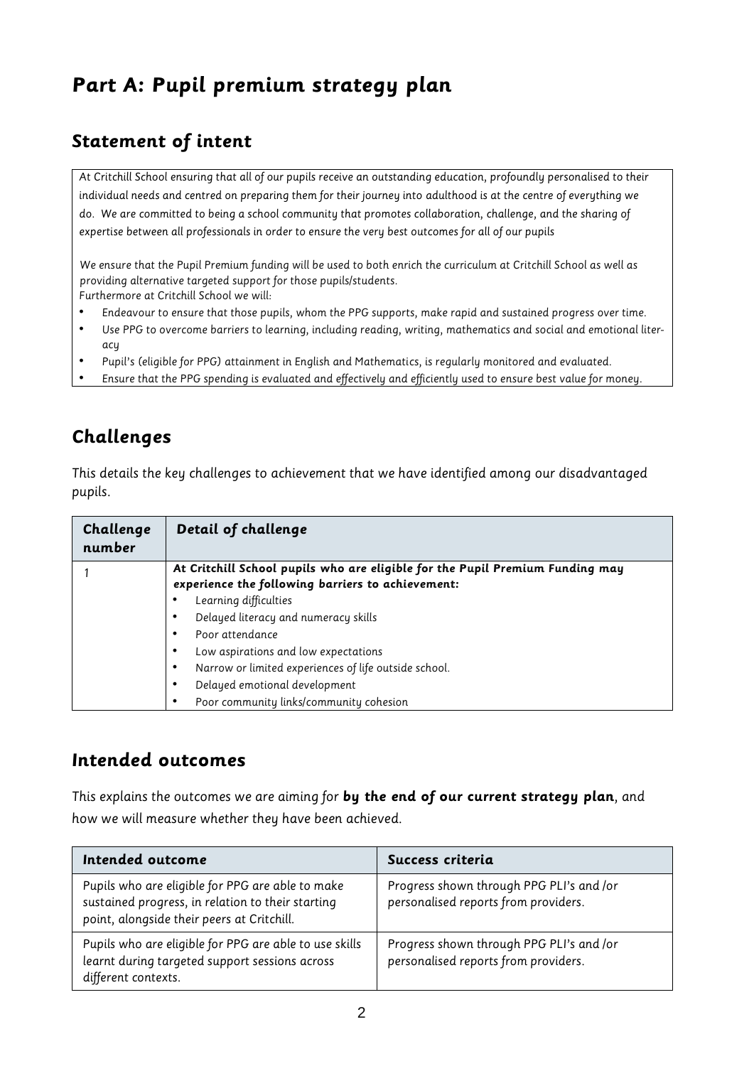# Part A: Pupil premium strategy plan

## Statement of intent

*At Critchill School ensuring that all of our pupils receive an outstanding education, profoundly personalised to their individual needs and centred on preparing them for their journey into adulthood is at the centre of everything we do. We are committed to being a school community that promotes collaboration, challenge, and the sharing of expertise between all professionals in order to ensure the very best outcomes for all of our pupils*

*We ensure that the Pupil Premium funding will be used to both enrich the curriculum at Critchill School as well as providing alternative targeted support for those pupils/students.*
*Furthermore at Critchill School we will:*

- *Endeavour to ensure that those pupils, whom the PPG supports, make rapid and sustained progress over time.*
- *Use PPG to overcome barriers to learning, including reading, writing, mathematics and social and emotional literacy*
- *Pupil's (eligible for PPG) attainment in English and Mathematics, is regularly monitored and evaluated.*
- *Ensure that the PPG spending is evaluated and effectively and efficiently used to ensure best value for money.*

## Challenges

This details the key challenges to achievement that we have identified among our disadvantaged pupils.

| Challenge number | Detail of challenge |
|---|---|
| 1 | **At Critchill School pupils who are eligible for the Pupil Premium Funding may experience the following barriers to achievement:**<br>• Learning difficulties<br>• Delayed literacy and numeracy skills<br>• Poor attendance<br>• Low aspirations and low expectations<br>• Narrow or limited experiences of life outside school.<br>• Delayed emotional development<br>• Poor community links/community cohesion |

## Intended outcomes

This explains the outcomes we are aiming for **by the end of our current strategy plan**, and how we will measure whether they have been achieved.

| Intended outcome | Success criteria |
|---|---|
| Pupils who are eligible for PPG are able to make sustained progress, in relation to their starting point, alongside their peers at Critchill. | Progress shown through PPG PLI's and /or personalised reports from providers. |
| Pupils who are eligible for PPG are able to use skills learnt during targeted support sessions across different contexts. | Progress shown through PPG PLI's and /or personalised reports from providers. |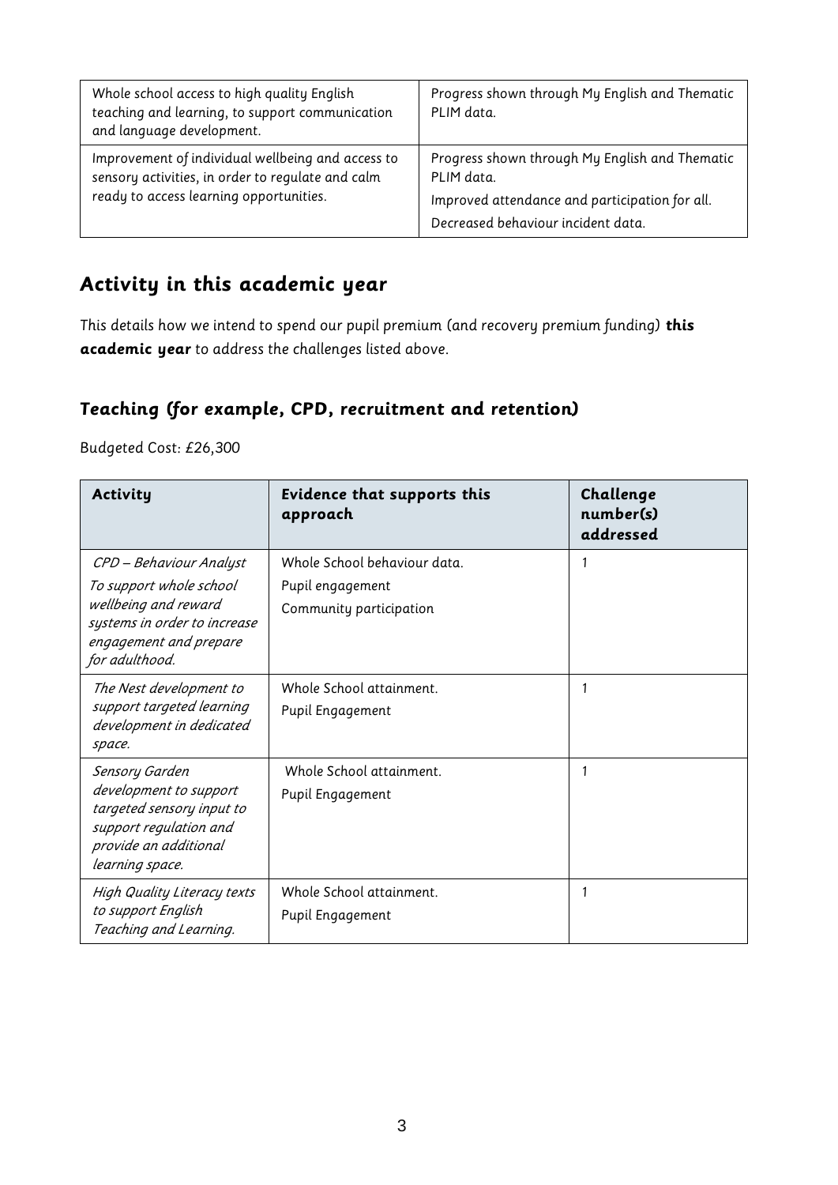| Whole school access to high quality English teaching and learning, to support communication and language development. | Progress shown through My English and Thematic PLIM data. |
|---|---|
| Improvement of individual wellbeing and access to sensory activities, in order to regulate and calm ready to access learning opportunities. | Progress shown through My English and Thematic PLIM data.<br>Improved attendance and participation for all.<br>Decreased behaviour incident data. |

## Activity in this academic year

This details how we intend to spend our pupil premium (and recovery premium funding) **this academic year** to address the challenges listed above.

### Teaching (for example, CPD, recruitment and retention)

Budgeted Cost: £26,300

| Activity | Evidence that supports this approach | Challenge number(s) addressed |
|---|---|---|
| *CPD – Behaviour Analyst*<br>*To support whole school wellbeing and reward systems in order to increase engagement and prepare for adulthood.* | Whole School behaviour data.<br>Pupil engagement<br>Community participation | 1 |
| *The Nest development to support targeted learning development in dedicated space.* | Whole School attainment.<br>Pupil Engagement | 1 |
| *Sensory Garden development to support targeted sensory input to support regulation and provide an additional learning space.* | Whole School attainment.<br>Pupil Engagement | 1 |
| *High Quality Literacy texts to support English Teaching and Learning.* | Whole School attainment.<br>Pupil Engagement | 1 |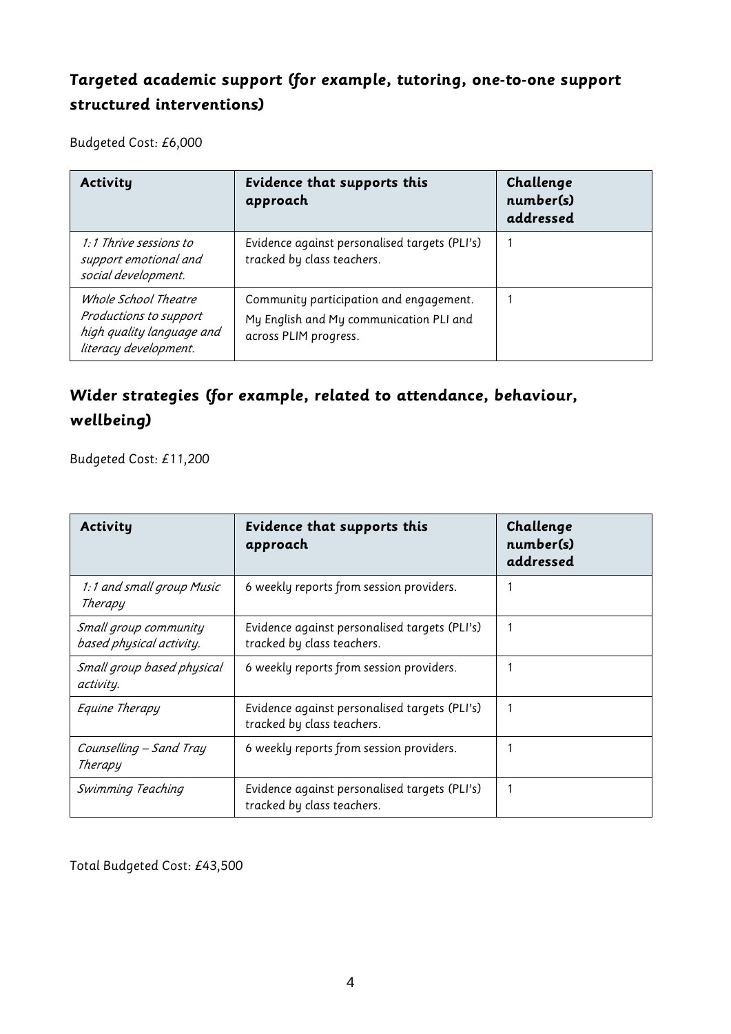## Targeted academic support (for example, tutoring, one-to-one support structured interventions)

Budgeted Cost: £6,000

| Activity | Evidence that supports this approach | Challenge number(s) addressed |
|---|---|---|
| *1:1 Thrive sessions to support emotional and social development.* | Evidence against personalised targets (PLI's) tracked by class teachers. | 1 |
| *Whole School Theatre Productions to support high quality language and literacy development.* | Community participation and engagement. My English and My communication PLI and across PLIM progress. | 1 |

## Wider strategies (for example, related to attendance, behaviour, wellbeing)

Budgeted Cost: £11,200

| Activity | Evidence that supports this approach | Challenge number(s) addressed |
|---|---|---|
| *1:1 and small group Music Therapy* | 6 weekly reports from session providers. | 1 |
| *Small group community based physical activity.* | Evidence against personalised targets (PLI's) tracked by class teachers. | 1 |
| *Small group based physical activity.* | 6 weekly reports from session providers. | 1 |
| *Equine Therapy* | Evidence against personalised targets (PLI's) tracked by class teachers. | 1 |
| *Counselling – Sand Tray Therapy* | 6 weekly reports from session providers. | 1 |
| *Swimming Teaching* | Evidence against personalised targets (PLI's) tracked by class teachers. | 1 |

Total Budgeted Cost: £43,500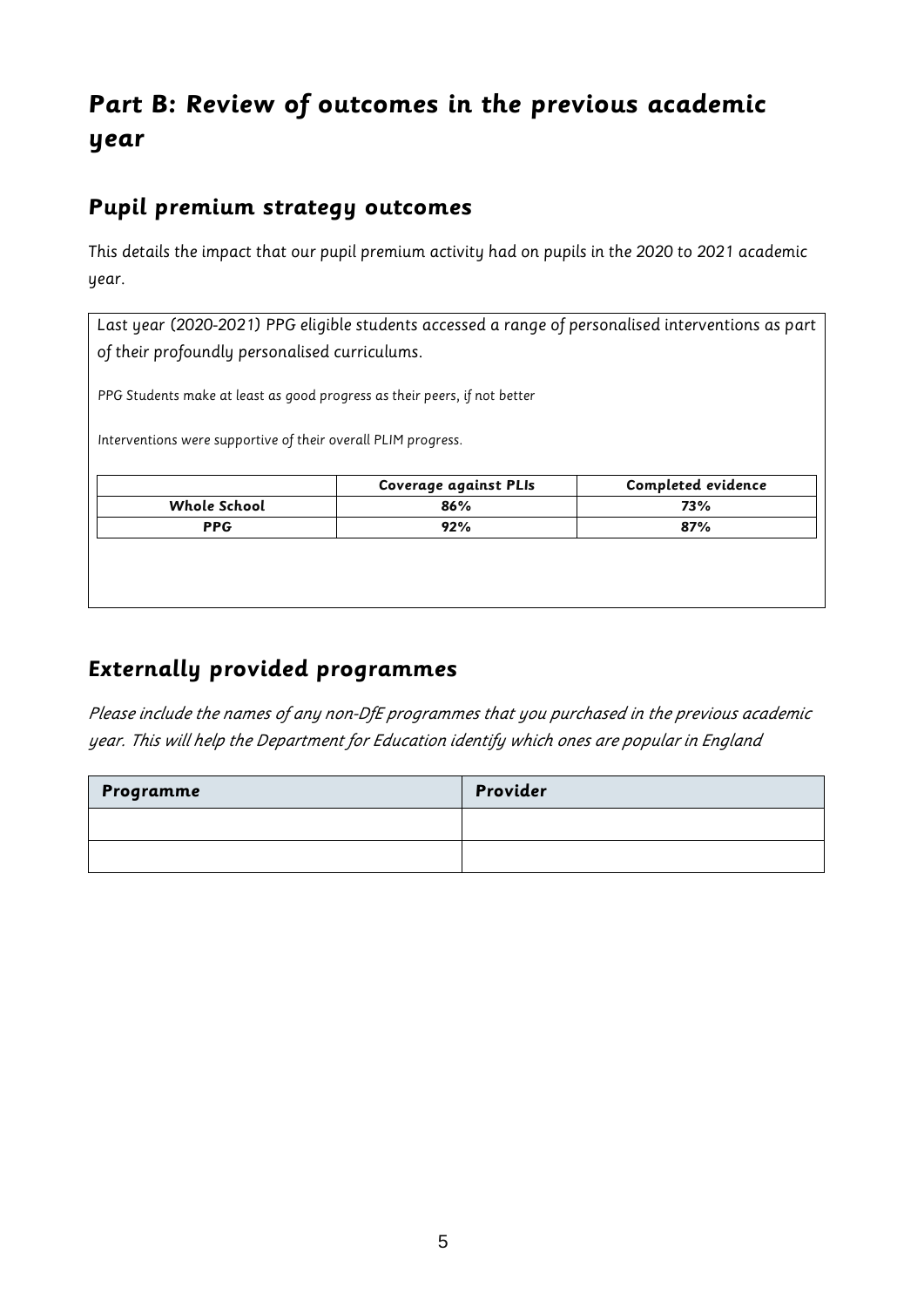# Part B: Review of outcomes in the previous academic year

## Pupil premium strategy outcomes

This details the impact that our pupil premium activity had on pupils in the 2020 to 2021 academic year.

Last year (2020-2021) PPG eligible students accessed a range of personalised interventions as part of their profoundly personalised curriculums.

PPG Students make at least as good progress as their peers, if not better

Interventions were supportive of their overall PLIM progress.

| | Coverage against PLIs | Completed evidence |
|---|---|---|
| **Whole School** | **86%** | **73%** |
| **PPG** | **92%** | **87%** |

## Externally provided programmes

*Please include the names of any non-DfE programmes that you purchased in the previous academic year. This will help the Department for Education identify which ones are popular in England*

| Programme | Provider |
|---|---|
| | |
| | |